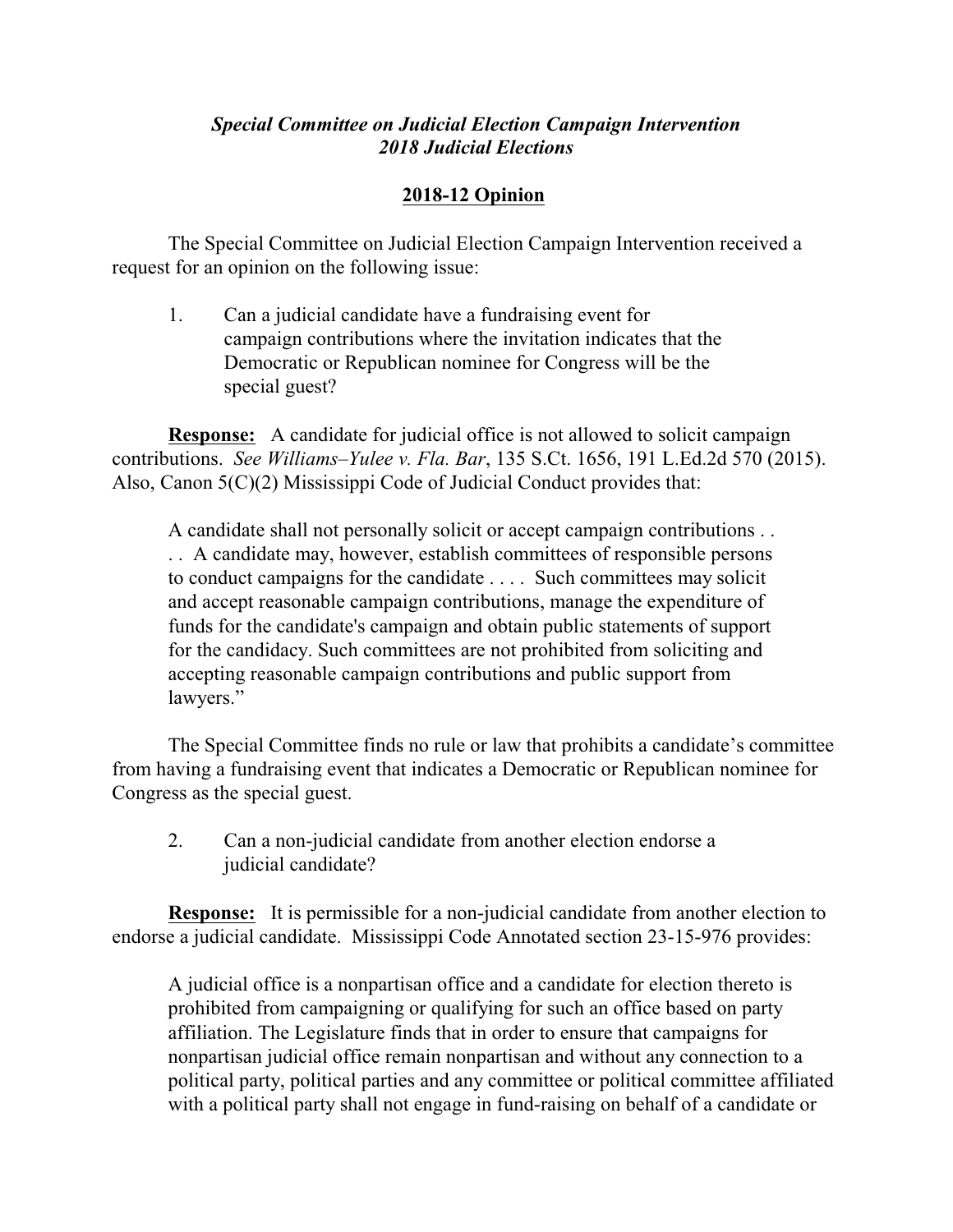***Special Committee on Judicial Election Campaign Intervention***
***2018 Judicial Elections***

## 2018-12 Opinion

The Special Committee on Judicial Election Campaign Intervention received a request for an opinion on the following issue:

1. Can a judicial candidate have a fundraising event for campaign contributions where the invitation indicates that the Democratic or Republican nominee for Congress will be the special guest?

**Response:** A candidate for judicial office is not allowed to solicit campaign contributions. *See Williams–Yulee v. Fla. Bar*, 135 S.Ct. 1656, 191 L.Ed.2d 570 (2015). Also, Canon 5(C)(2) Mississippi Code of Judicial Conduct provides that:

> A candidate shall not personally solicit or accept campaign contributions . . . . A candidate may, however, establish committees of responsible persons to conduct campaigns for the candidate . . . . Such committees may solicit and accept reasonable campaign contributions, manage the expenditure of funds for the candidate's campaign and obtain public statements of support for the candidacy. Such committees are not prohibited from soliciting and accepting reasonable campaign contributions and public support from lawyers."

The Special Committee finds no rule or law that prohibits a candidate's committee from having a fundraising event that indicates a Democratic or Republican nominee for Congress as the special guest.

2. Can a non-judicial candidate from another election endorse a judicial candidate?

**Response:** It is permissible for a non-judicial candidate from another election to endorse a judicial candidate. Mississippi Code Annotated section 23-15-976 provides:

> A judicial office is a nonpartisan office and a candidate for election thereto is prohibited from campaigning or qualifying for such an office based on party affiliation. The Legislature finds that in order to ensure that campaigns for nonpartisan judicial office remain nonpartisan and without any connection to a political party, political parties and any committee or political committee affiliated with a political party shall not engage in fund-raising on behalf of a candidate or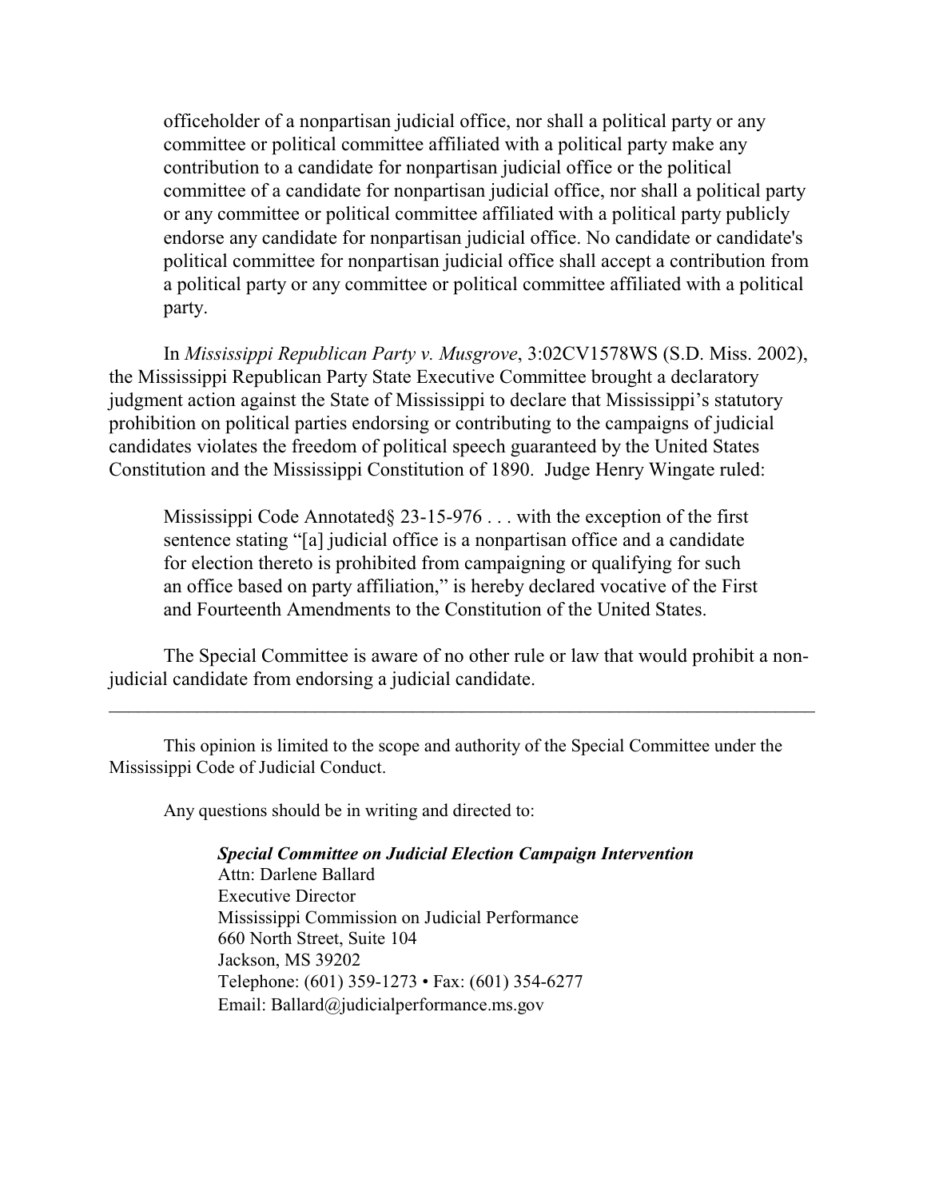> officeholder of a nonpartisan judicial office, nor shall a political party or any committee or political committee affiliated with a political party make any contribution to a candidate for nonpartisan judicial office or the political committee of a candidate for nonpartisan judicial office, nor shall a political party or any committee or political committee affiliated with a political party publicly endorse any candidate for nonpartisan judicial office. No candidate or candidate's political committee for nonpartisan judicial office shall accept a contribution from a political party or any committee or political committee affiliated with a political party.

In *Mississippi Republican Party v. Musgrove*, 3:02CV1578WS (S.D. Miss. 2002), the Mississippi Republican Party State Executive Committee brought a declaratory judgment action against the State of Mississippi to declare that Mississippi's statutory prohibition on political parties endorsing or contributing to the campaigns of judicial candidates violates the freedom of political speech guaranteed by the United States Constitution and the Mississippi Constitution of 1890. Judge Henry Wingate ruled:

> Mississippi Code Annotated§ 23-15-976 . . . with the exception of the first sentence stating "[a] judicial office is a nonpartisan office and a candidate for election thereto is prohibited from campaigning or qualifying for such an office based on party affiliation," is hereby declared vocative of the First and Fourteenth Amendments to the Constitution of the United States.

The Special Committee is aware of no other rule or law that would prohibit a non-judicial candidate from endorsing a judicial candidate.

---

This opinion is limited to the scope and authority of the Special Committee under the Mississippi Code of Judicial Conduct.

Any questions should be in writing and directed to:

***Special Committee on Judicial Election Campaign Intervention***
Attn: Darlene Ballard
Executive Director
Mississippi Commission on Judicial Performance
660 North Street, Suite 104
Jackson, MS 39202
Telephone: (601) 359-1273 • Fax: (601) 354-6277
Email: Ballard@judicialperformance.ms.gov